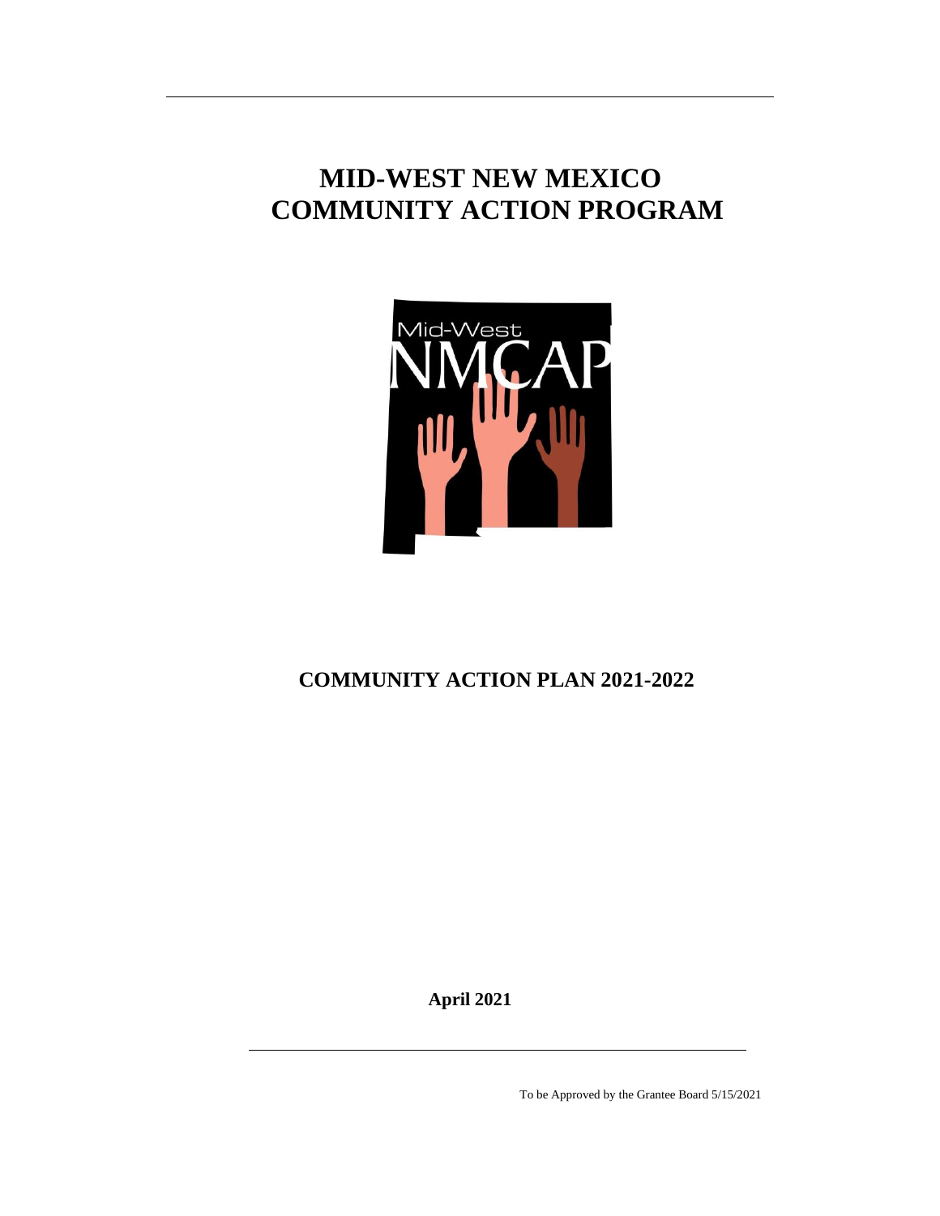# MID-WEST NEW MEXICO COMMUNITY ACTION PROGRAM

## COMMUNITY ACTION PLAN 2021-2022

**April 2021**

To be Approved by the Grantee Board 5/15/2021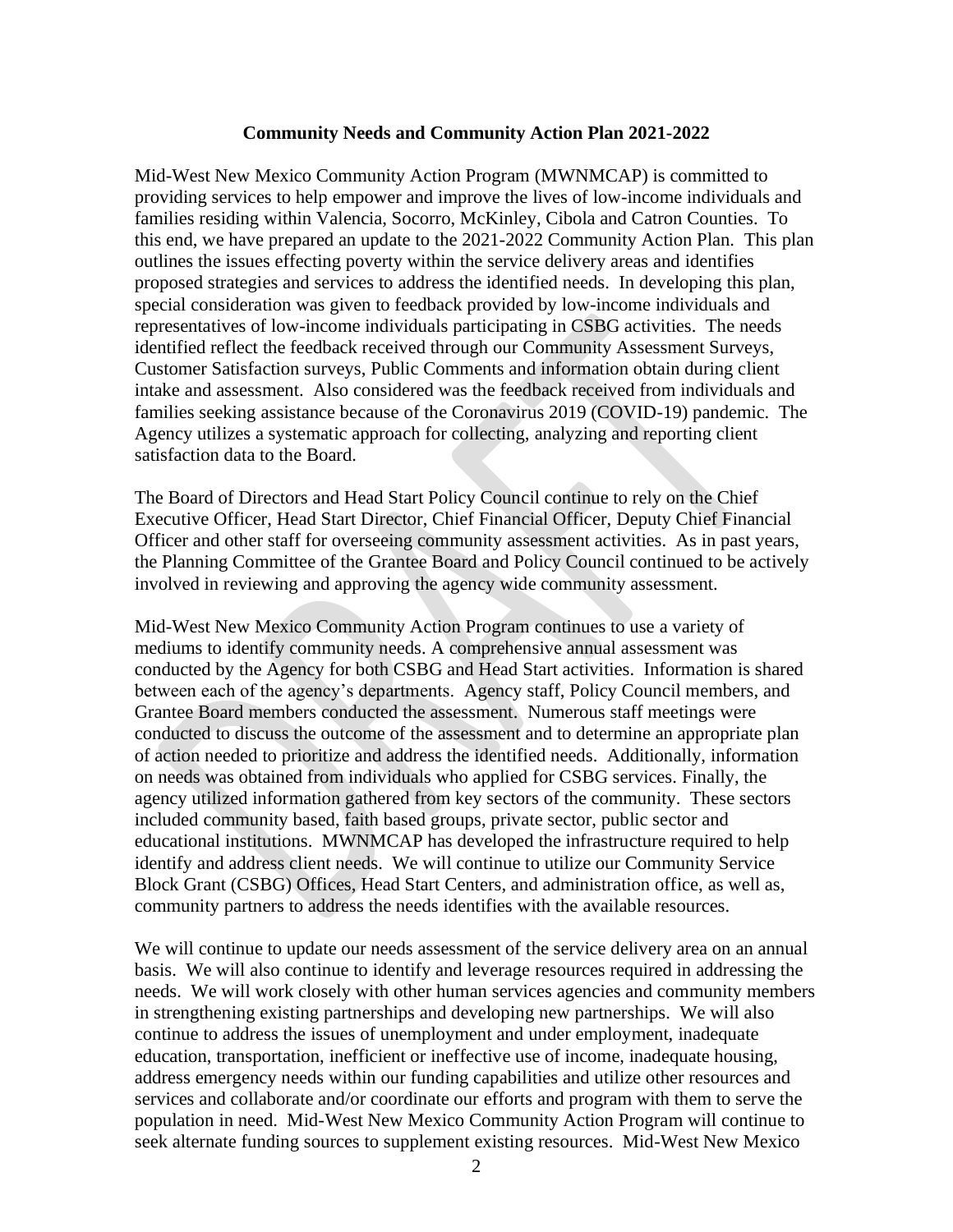**Community Needs and Community Action Plan 2021-2022**

Mid-West New Mexico Community Action Program (MWNMCAP) is committed to providing services to help empower and improve the lives of low-income individuals and families residing within Valencia, Socorro, McKinley, Cibola and Catron Counties. To this end, we have prepared an update to the 2021-2022 Community Action Plan. This plan outlines the issues effecting poverty within the service delivery areas and identifies proposed strategies and services to address the identified needs. In developing this plan, special consideration was given to feedback provided by low-income individuals and representatives of low-income individuals participating in CSBG activities. The needs identified reflect the feedback received through our Community Assessment Surveys, Customer Satisfaction surveys, Public Comments and information obtain during client intake and assessment. Also considered was the feedback received from individuals and families seeking assistance because of the Coronavirus 2019 (COVID-19) pandemic. The Agency utilizes a systematic approach for collecting, analyzing and reporting client satisfaction data to the Board.

The Board of Directors and Head Start Policy Council continue to rely on the Chief Executive Officer, Head Start Director, Chief Financial Officer, Deputy Chief Financial Officer and other staff for overseeing community assessment activities. As in past years, the Planning Committee of the Grantee Board and Policy Council continued to be actively involved in reviewing and approving the agency wide community assessment.

Mid-West New Mexico Community Action Program continues to use a variety of mediums to identify community needs. A comprehensive annual assessment was conducted by the Agency for both CSBG and Head Start activities. Information is shared between each of the agency's departments. Agency staff, Policy Council members, and Grantee Board members conducted the assessment. Numerous staff meetings were conducted to discuss the outcome of the assessment and to determine an appropriate plan of action needed to prioritize and address the identified needs. Additionally, information on needs was obtained from individuals who applied for CSBG services. Finally, the agency utilized information gathered from key sectors of the community. These sectors included community based, faith based groups, private sector, public sector and educational institutions. MWNMCAP has developed the infrastructure required to help identify and address client needs. We will continue to utilize our Community Service Block Grant (CSBG) Offices, Head Start Centers, and administration office, as well as, community partners to address the needs identifies with the available resources.

We will continue to update our needs assessment of the service delivery area on an annual basis. We will also continue to identify and leverage resources required in addressing the needs. We will work closely with other human services agencies and community members in strengthening existing partnerships and developing new partnerships. We will also continue to address the issues of unemployment and under employment, inadequate education, transportation, inefficient or ineffective use of income, inadequate housing, address emergency needs within our funding capabilities and utilize other resources and services and collaborate and/or coordinate our efforts and program with them to serve the population in need. Mid-West New Mexico Community Action Program will continue to seek alternate funding sources to supplement existing resources. Mid-West New Mexico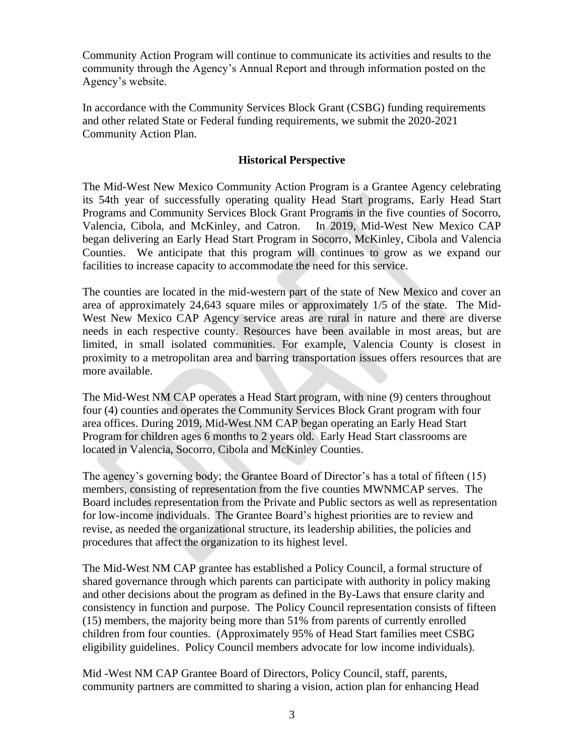Community Action Program will continue to communicate its activities and results to the community through the Agency's Annual Report and through information posted on the Agency's website.

In accordance with the Community Services Block Grant (CSBG) funding requirements and other related State or Federal funding requirements, we submit the 2020-2021 Community Action Plan.

## Historical Perspective

The Mid-West New Mexico Community Action Program is a Grantee Agency celebrating its 54th year of successfully operating quality Head Start programs, Early Head Start Programs and Community Services Block Grant Programs in the five counties of Socorro, Valencia, Cibola, and McKinley, and Catron. In 2019, Mid-West New Mexico CAP began delivering an Early Head Start Program in Socorro, McKinley, Cibola and Valencia Counties. We anticipate that this program will continues to grow as we expand our facilities to increase capacity to accommodate the need for this service.

The counties are located in the mid-western part of the state of New Mexico and cover an area of approximately 24,643 square miles or approximately 1/5 of the state. The Mid-West New Mexico CAP Agency service areas are rural in nature and there are diverse needs in each respective county. Resources have been available in most areas, but are limited, in small isolated communities. For example, Valencia County is closest in proximity to a metropolitan area and barring transportation issues offers resources that are more available.

The Mid-West NM CAP operates a Head Start program, with nine (9) centers throughout four (4) counties and operates the Community Services Block Grant program with four area offices. During 2019, Mid-West NM CAP began operating an Early Head Start Program for children ages 6 months to 2 years old. Early Head Start classrooms are located in Valencia, Socorro, Cibola and McKinley Counties.

The agency's governing body; the Grantee Board of Director's has a total of fifteen (15) members, consisting of representation from the five counties MWNMCAP serves. The Board includes representation from the Private and Public sectors as well as representation for low-income individuals. The Grantee Board's highest priorities are to review and revise, as needed the organizational structure, its leadership abilities, the policies and procedures that affect the organization to its highest level.

The Mid-West NM CAP grantee has established a Policy Council, a formal structure of shared governance through which parents can participate with authority in policy making and other decisions about the program as defined in the By-Laws that ensure clarity and consistency in function and purpose. The Policy Council representation consists of fifteen (15) members, the majority being more than 51% from parents of currently enrolled children from four counties. (Approximately 95% of Head Start families meet CSBG eligibility guidelines. Policy Council members advocate for low income individuals).

Mid -West NM CAP Grantee Board of Directors, Policy Council, staff, parents, community partners are committed to sharing a vision, action plan for enhancing Head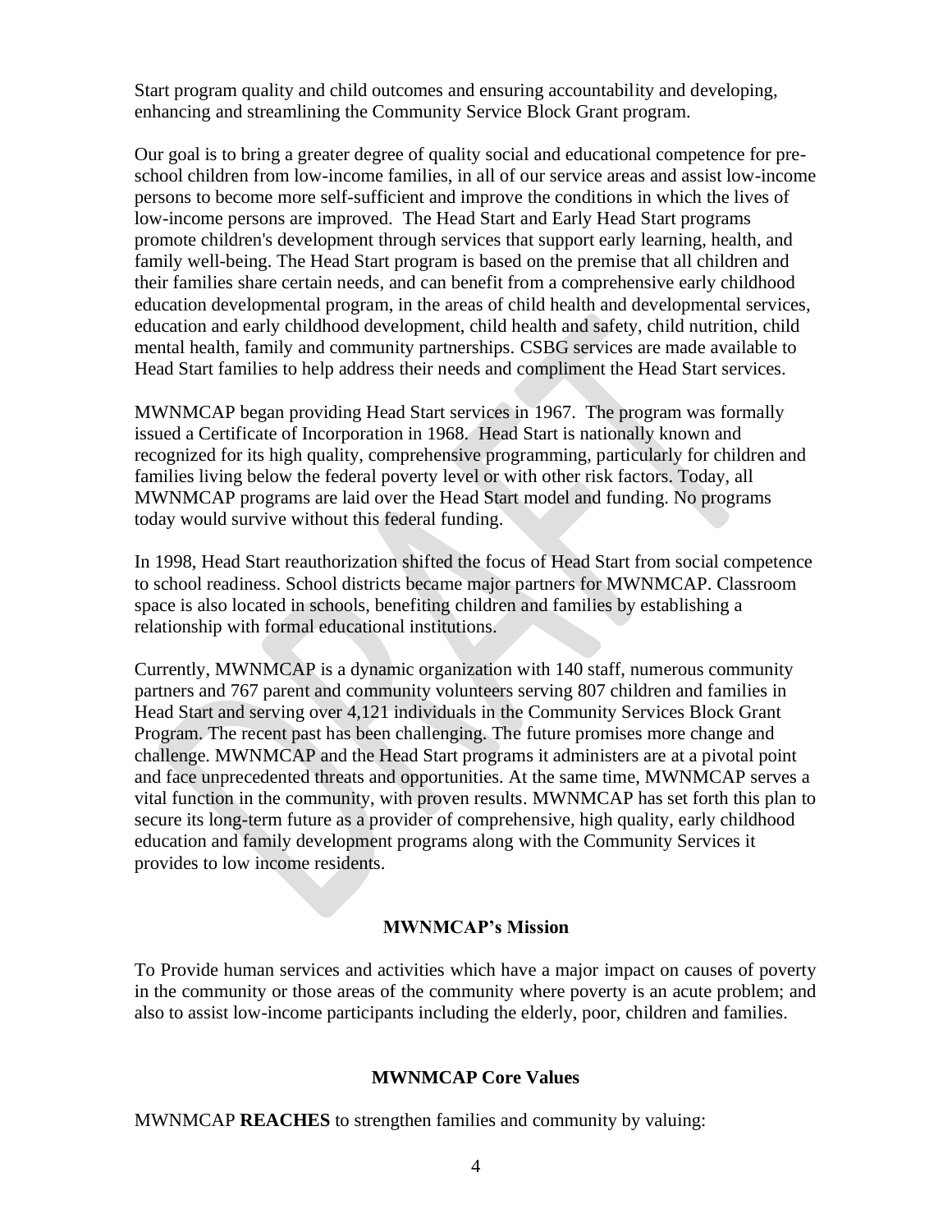Start program quality and child outcomes and ensuring accountability and developing, enhancing and streamlining the Community Service Block Grant program.

Our goal is to bring a greater degree of quality social and educational competence for pre-school children from low-income families, in all of our service areas and assist low-income persons to become more self-sufficient and improve the conditions in which the lives of low-income persons are improved. The Head Start and Early Head Start programs promote children's development through services that support early learning, health, and family well-being. The Head Start program is based on the premise that all children and their families share certain needs, and can benefit from a comprehensive early childhood education developmental program, in the areas of child health and developmental services, education and early childhood development, child health and safety, child nutrition, child mental health, family and community partnerships. CSBG services are made available to Head Start families to help address their needs and compliment the Head Start services.

MWNMCAP began providing Head Start services in 1967. The program was formally issued a Certificate of Incorporation in 1968. Head Start is nationally known and recognized for its high quality, comprehensive programming, particularly for children and families living below the federal poverty level or with other risk factors. Today, all MWNMCAP programs are laid over the Head Start model and funding. No programs today would survive without this federal funding.

In 1998, Head Start reauthorization shifted the focus of Head Start from social competence to school readiness. School districts became major partners for MWNMCAP. Classroom space is also located in schools, benefiting children and families by establishing a relationship with formal educational institutions.

Currently, MWNMCAP is a dynamic organization with 140 staff, numerous community partners and 767 parent and community volunteers serving 807 children and families in Head Start and serving over 4,121 individuals in the Community Services Block Grant Program. The recent past has been challenging. The future promises more change and challenge. MWNMCAP and the Head Start programs it administers are at a pivotal point and face unprecedented threats and opportunities. At the same time, MWNMCAP serves a vital function in the community, with proven results. MWNMCAP has set forth this plan to secure its long-term future as a provider of comprehensive, high quality, early childhood education and family development programs along with the Community Services it provides to low income residents.

### MWNMCAP's Mission

To Provide human services and activities which have a major impact on causes of poverty in the community or those areas of the community where poverty is an acute problem; and also to assist low-income participants including the elderly, poor, children and families.

### MWNMCAP Core Values

MWNMCAP **REACHES** to strengthen families and community by valuing: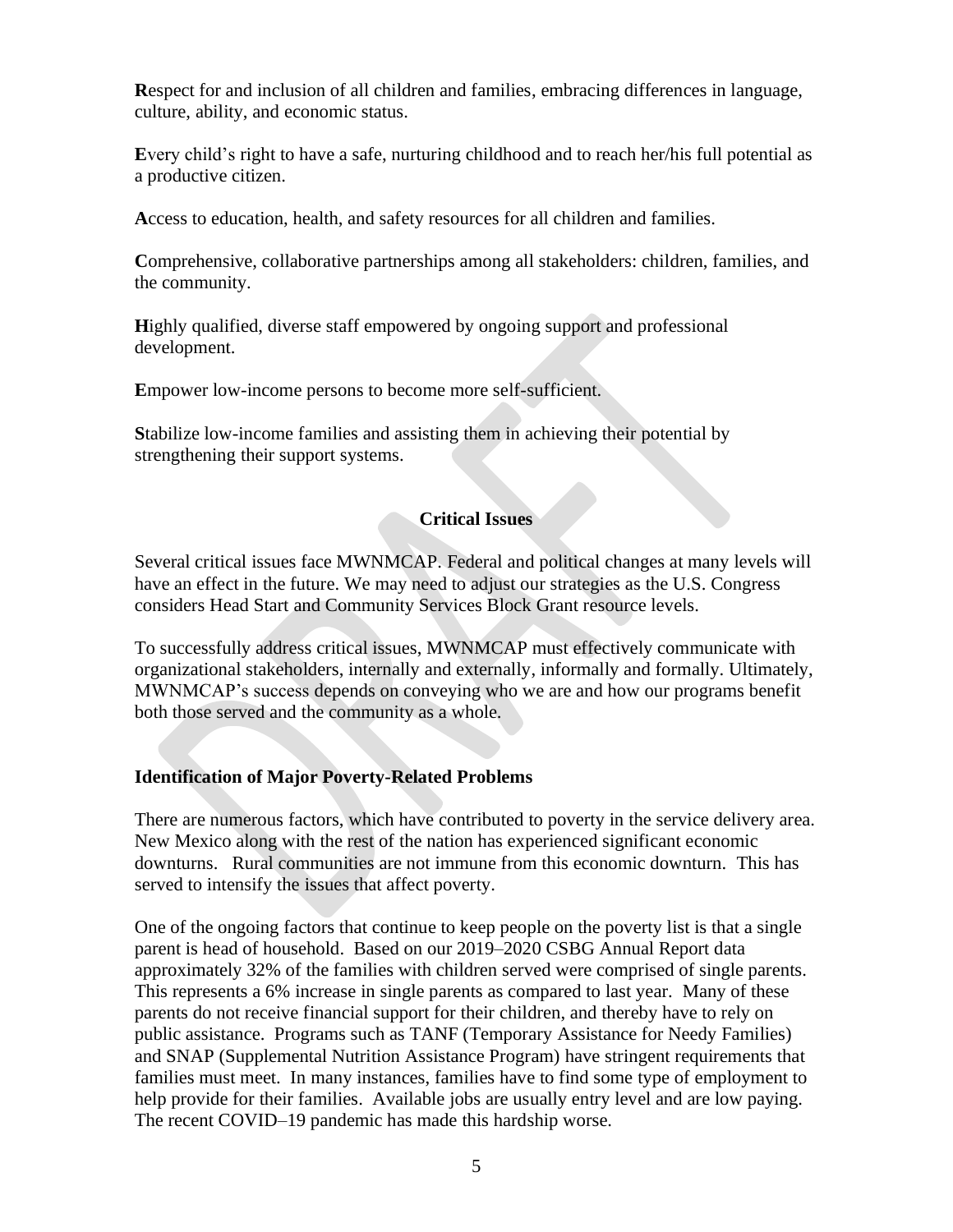**R**espect for and inclusion of all children and families, embracing differences in language, culture, ability, and economic status.

**E**very child's right to have a safe, nurturing childhood and to reach her/his full potential as a productive citizen.

**A**ccess to education, health, and safety resources for all children and families.

**C**omprehensive, collaborative partnerships among all stakeholders: children, families, and the community.

**H**ighly qualified, diverse staff empowered by ongoing support and professional development.

**E**mpower low-income persons to become more self-sufficient.

**S**tabilize low-income families and assisting them in achieving their potential by strengthening their support systems.

## Critical Issues

Several critical issues face MWNMCAP. Federal and political changes at many levels will have an effect in the future. We may need to adjust our strategies as the U.S. Congress considers Head Start and Community Services Block Grant resource levels.

To successfully address critical issues, MWNMCAP must effectively communicate with organizational stakeholders, internally and externally, informally and formally. Ultimately, MWNMCAP's success depends on conveying who we are and how our programs benefit both those served and the community as a whole.

### Identification of Major Poverty-Related Problems

There are numerous factors, which have contributed to poverty in the service delivery area. New Mexico along with the rest of the nation has experienced significant economic downturns. Rural communities are not immune from this economic downturn. This has served to intensify the issues that affect poverty.

One of the ongoing factors that continue to keep people on the poverty list is that a single parent is head of household. Based on our 2019–2020 CSBG Annual Report data approximately 32% of the families with children served were comprised of single parents. This represents a 6% increase in single parents as compared to last year. Many of these parents do not receive financial support for their children, and thereby have to rely on public assistance. Programs such as TANF (Temporary Assistance for Needy Families) and SNAP (Supplemental Nutrition Assistance Program) have stringent requirements that families must meet. In many instances, families have to find some type of employment to help provide for their families. Available jobs are usually entry level and are low paying. The recent COVID–19 pandemic has made this hardship worse.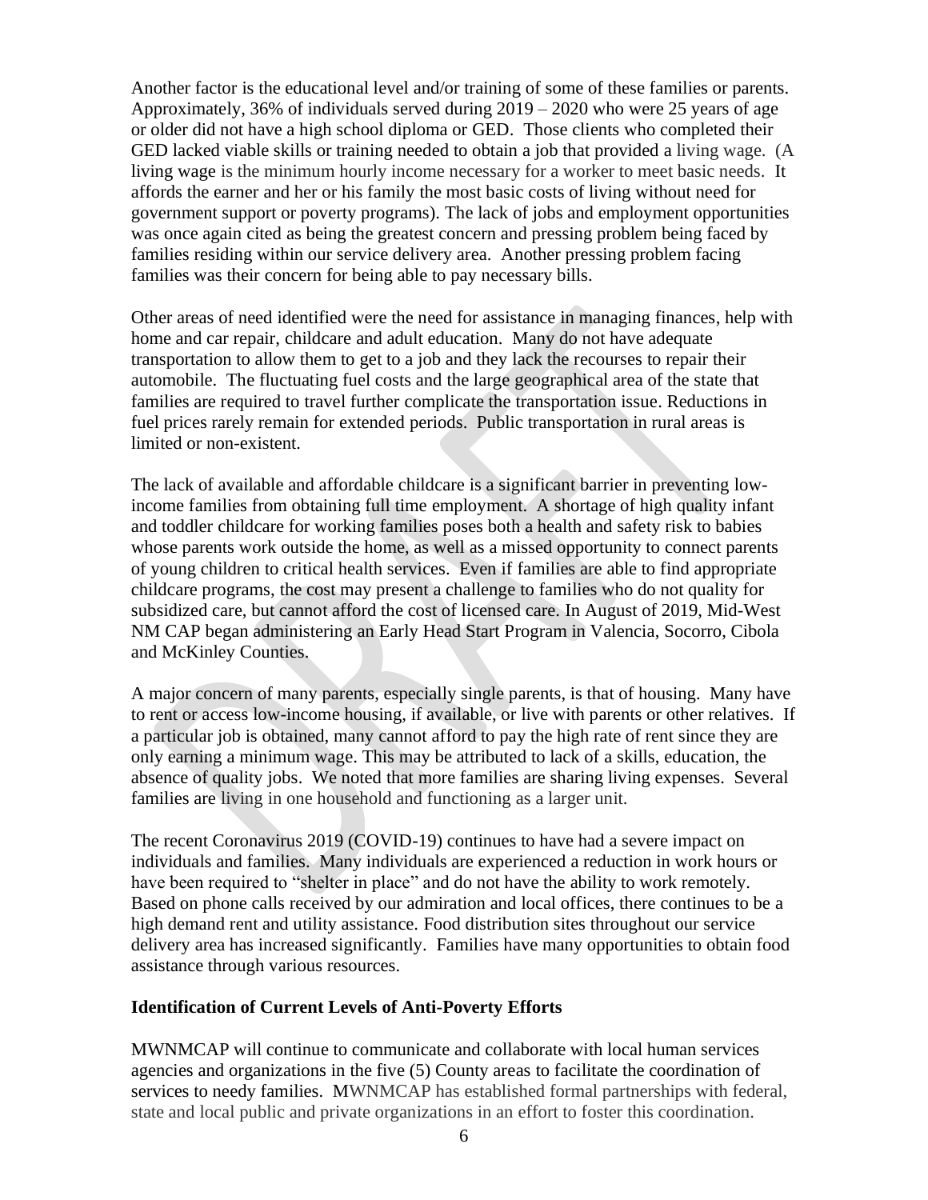Another factor is the educational level and/or training of some of these families or parents. Approximately, 36% of individuals served during 2019 – 2020 who were 25 years of age or older did not have a high school diploma or GED. Those clients who completed their GED lacked viable skills or training needed to obtain a job that provided a living wage. (A living wage is the minimum hourly income necessary for a worker to meet basic needs. It affords the earner and her or his family the most basic costs of living without need for government support or poverty programs). The lack of jobs and employment opportunities was once again cited as being the greatest concern and pressing problem being faced by families residing within our service delivery area. Another pressing problem facing families was their concern for being able to pay necessary bills.

Other areas of need identified were the need for assistance in managing finances, help with home and car repair, childcare and adult education. Many do not have adequate transportation to allow them to get to a job and they lack the recourses to repair their automobile. The fluctuating fuel costs and the large geographical area of the state that families are required to travel further complicate the transportation issue. Reductions in fuel prices rarely remain for extended periods. Public transportation in rural areas is limited or non-existent.

The lack of available and affordable childcare is a significant barrier in preventing low-income families from obtaining full time employment. A shortage of high quality infant and toddler childcare for working families poses both a health and safety risk to babies whose parents work outside the home, as well as a missed opportunity to connect parents of young children to critical health services. Even if families are able to find appropriate childcare programs, the cost may present a challenge to families who do not quality for subsidized care, but cannot afford the cost of licensed care. In August of 2019, Mid-West NM CAP began administering an Early Head Start Program in Valencia, Socorro, Cibola and McKinley Counties.

A major concern of many parents, especially single parents, is that of housing. Many have to rent or access low-income housing, if available, or live with parents or other relatives. If a particular job is obtained, many cannot afford to pay the high rate of rent since they are only earning a minimum wage. This may be attributed to lack of a skills, education, the absence of quality jobs. We noted that more families are sharing living expenses. Several families are living in one household and functioning as a larger unit.

The recent Coronavirus 2019 (COVID-19) continues to have had a severe impact on individuals and families. Many individuals are experienced a reduction in work hours or have been required to "shelter in place" and do not have the ability to work remotely. Based on phone calls received by our admiration and local offices, there continues to be a high demand rent and utility assistance. Food distribution sites throughout our service delivery area has increased significantly. Families have many opportunities to obtain food assistance through various resources.

**Identification of Current Levels of Anti-Poverty Efforts**

MWNMCAP will continue to communicate and collaborate with local human services agencies and organizations in the five (5) County areas to facilitate the coordination of services to needy families. MWNMCAP has established formal partnerships with federal, state and local public and private organizations in an effort to foster this coordination.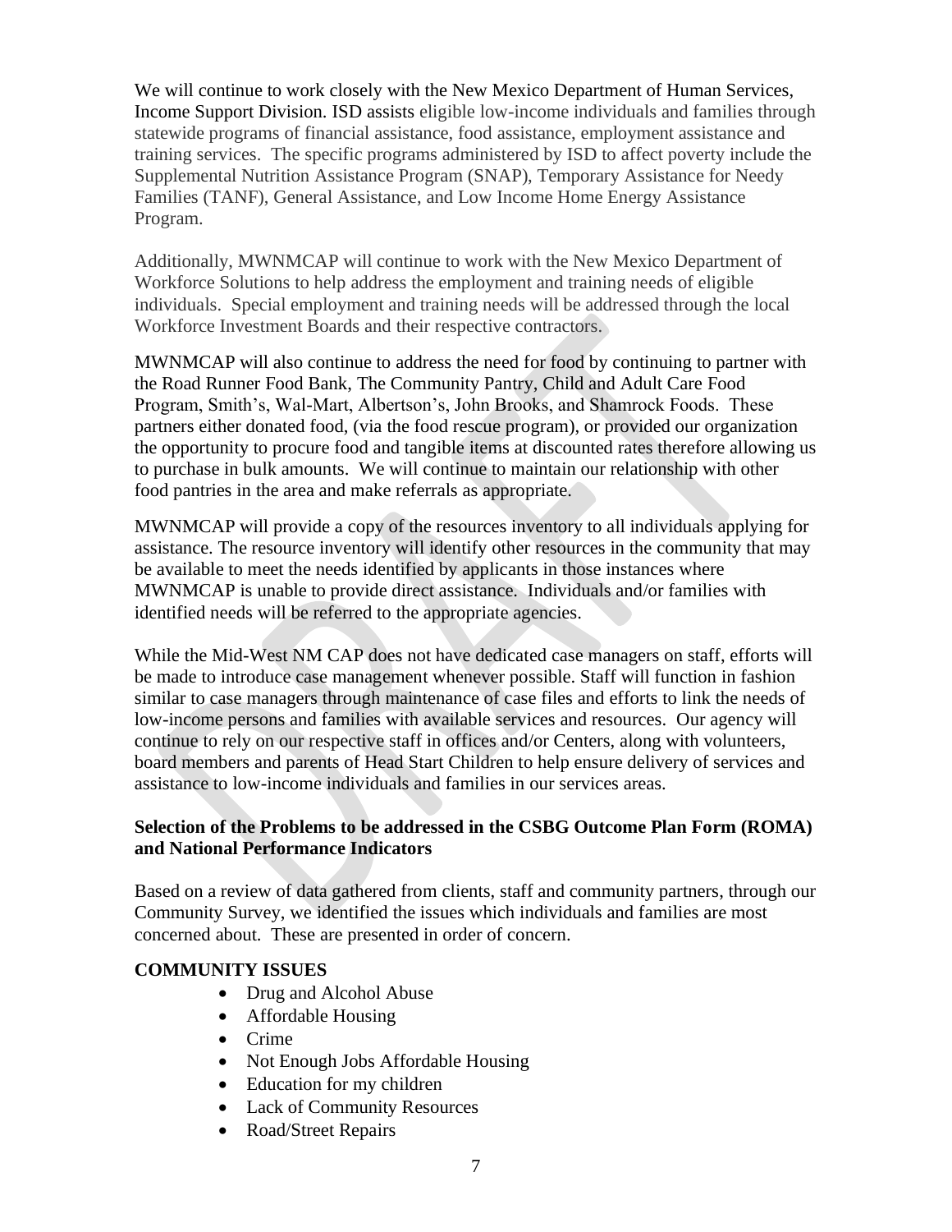We will continue to work closely with the New Mexico Department of Human Services, Income Support Division. ISD assists eligible low-income individuals and families through statewide programs of financial assistance, food assistance, employment assistance and training services. The specific programs administered by ISD to affect poverty include the Supplemental Nutrition Assistance Program (SNAP), Temporary Assistance for Needy Families (TANF), General Assistance, and Low Income Home Energy Assistance Program.

Additionally, MWNMCAP will continue to work with the New Mexico Department of Workforce Solutions to help address the employment and training needs of eligible individuals. Special employment and training needs will be addressed through the local Workforce Investment Boards and their respective contractors.

MWNMCAP will also continue to address the need for food by continuing to partner with the Road Runner Food Bank, The Community Pantry, Child and Adult Care Food Program, Smith's, Wal-Mart, Albertson's, John Brooks, and Shamrock Foods. These partners either donated food, (via the food rescue program), or provided our organization the opportunity to procure food and tangible items at discounted rates therefore allowing us to purchase in bulk amounts. We will continue to maintain our relationship with other food pantries in the area and make referrals as appropriate.

MWNMCAP will provide a copy of the resources inventory to all individuals applying for assistance. The resource inventory will identify other resources in the community that may be available to meet the needs identified by applicants in those instances where MWNMCAP is unable to provide direct assistance. Individuals and/or families with identified needs will be referred to the appropriate agencies.

While the Mid-West NM CAP does not have dedicated case managers on staff, efforts will be made to introduce case management whenever possible. Staff will function in fashion similar to case managers through maintenance of case files and efforts to link the needs of low-income persons and families with available services and resources. Our agency will continue to rely on our respective staff in offices and/or Centers, along with volunteers, board members and parents of Head Start Children to help ensure delivery of services and assistance to low-income individuals and families in our services areas.

**Selection of the Problems to be addressed in the CSBG Outcome Plan Form (ROMA) and National Performance Indicators**

Based on a review of data gathered from clients, staff and community partners, through our Community Survey, we identified the issues which individuals and families are most concerned about. These are presented in order of concern.

**COMMUNITY ISSUES**

- Drug and Alcohol Abuse
- Affordable Housing
- Crime
- Not Enough Jobs Affordable Housing
- Education for my children
- Lack of Community Resources
- Road/Street Repairs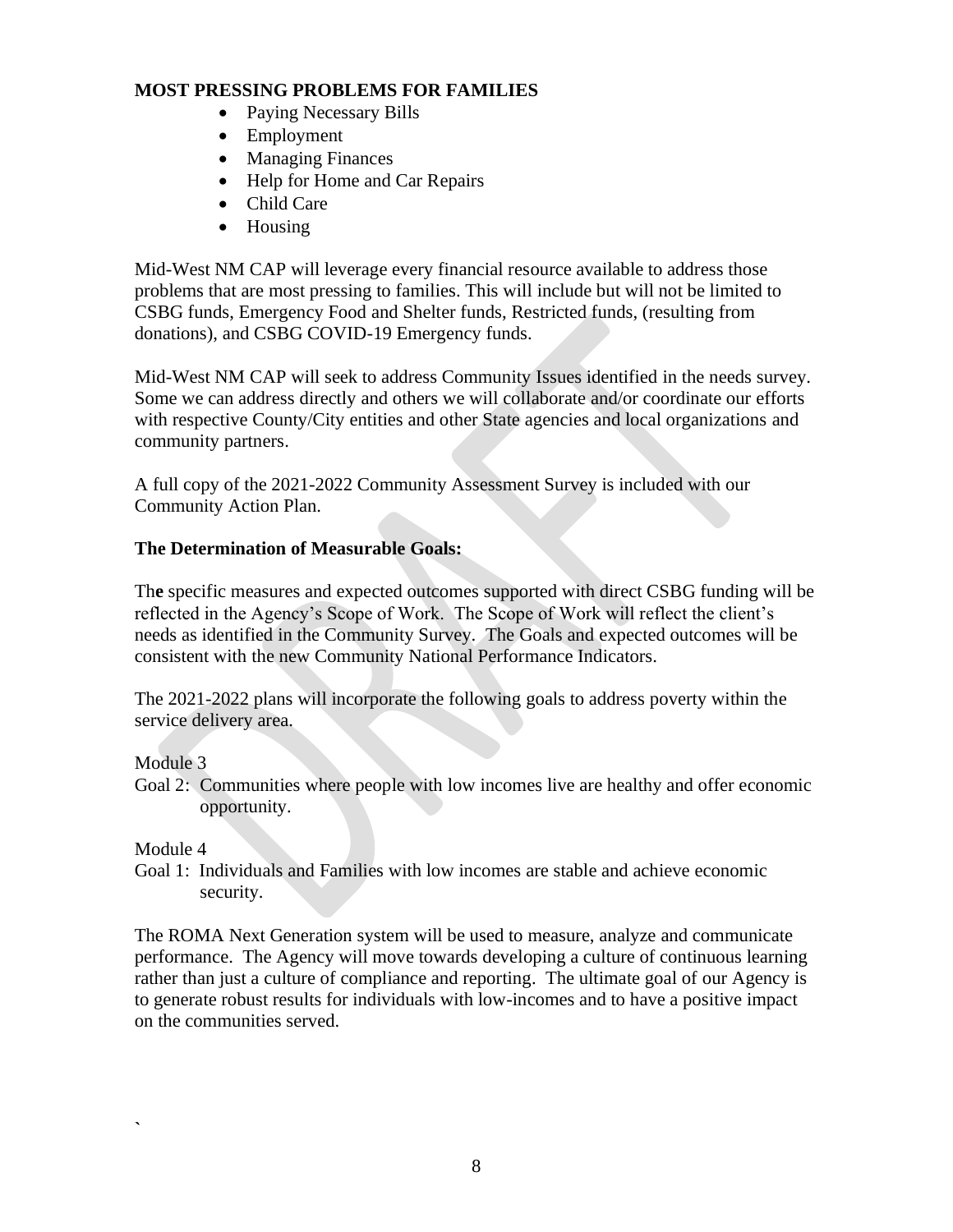**MOST PRESSING PROBLEMS FOR FAMILIES**

- Paying Necessary Bills
- Employment
- Managing Finances
- Help for Home and Car Repairs
- Child Care
- Housing

Mid-West NM CAP will leverage every financial resource available to address those problems that are most pressing to families. This will include but will not be limited to CSBG funds, Emergency Food and Shelter funds, Restricted funds, (resulting from donations), and CSBG COVID-19 Emergency funds.

Mid-West NM CAP will seek to address Community Issues identified in the needs survey. Some we can address directly and others we will collaborate and/or coordinate our efforts with respective County/City entities and other State agencies and local organizations and community partners.

A full copy of the 2021-2022 Community Assessment Survey is included with our Community Action Plan.

**The Determination of Measurable Goals:**

The specific measures and expected outcomes supported with direct CSBG funding will be reflected in the Agency's Scope of Work. The Scope of Work will reflect the client's needs as identified in the Community Survey. The Goals and expected outcomes will be consistent with the new Community National Performance Indicators.

The 2021-2022 plans will incorporate the following goals to address poverty within the service delivery area.

Module 3

Goal 2: Communities where people with low incomes live are healthy and offer economic opportunity.

Module 4

Goal 1: Individuals and Families with low incomes are stable and achieve economic security.

The ROMA Next Generation system will be used to measure, analyze and communicate performance. The Agency will move towards developing a culture of continuous learning rather than just a culture of compliance and reporting. The ultimate goal of our Agency is to generate robust results for individuals with low-incomes and to have a positive impact on the communities served.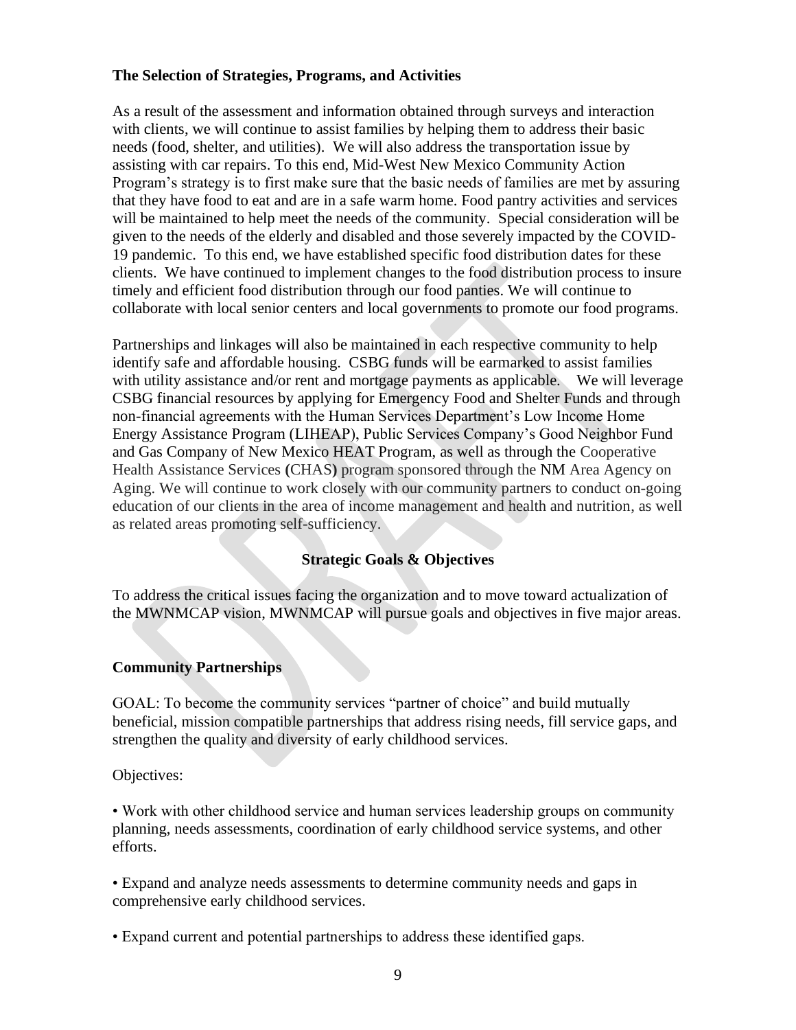### The Selection of Strategies, Programs, and Activities

As a result of the assessment and information obtained through surveys and interaction with clients, we will continue to assist families by helping them to address their basic needs (food, shelter, and utilities). We will also address the transportation issue by assisting with car repairs. To this end, Mid-West New Mexico Community Action Program's strategy is to first make sure that the basic needs of families are met by assuring that they have food to eat and are in a safe warm home. Food pantry activities and services will be maintained to help meet the needs of the community. Special consideration will be given to the needs of the elderly and disabled and those severely impacted by the COVID-19 pandemic. To this end, we have established specific food distribution dates for these clients. We have continued to implement changes to the food distribution process to insure timely and efficient food distribution through our food panties. We will continue to collaborate with local senior centers and local governments to promote our food programs.

Partnerships and linkages will also be maintained in each respective community to help identify safe and affordable housing. CSBG funds will be earmarked to assist families with utility assistance and/or rent and mortgage payments as applicable. We will leverage CSBG financial resources by applying for Emergency Food and Shelter Funds and through non-financial agreements with the Human Services Department's Low Income Home Energy Assistance Program (LIHEAP), Public Services Company's Good Neighbor Fund and Gas Company of New Mexico HEAT Program, as well as through the Cooperative Health Assistance Services **(**CHAS**)** program sponsored through the NM Area Agency on Aging. We will continue to work closely with our community partners to conduct on-going education of our clients in the area of income management and health and nutrition, as well as related areas promoting self-sufficiency.

## Strategic Goals & Objectives

To address the critical issues facing the organization and to move toward actualization of the MWNMCAP vision, MWNMCAP will pursue goals and objectives in five major areas.

### Community Partnerships

GOAL: To become the community services "partner of choice" and build mutually beneficial, mission compatible partnerships that address rising needs, fill service gaps, and strengthen the quality and diversity of early childhood services.

Objectives:

• Work with other childhood service and human services leadership groups on community planning, needs assessments, coordination of early childhood service systems, and other efforts.

• Expand and analyze needs assessments to determine community needs and gaps in comprehensive early childhood services.

• Expand current and potential partnerships to address these identified gaps.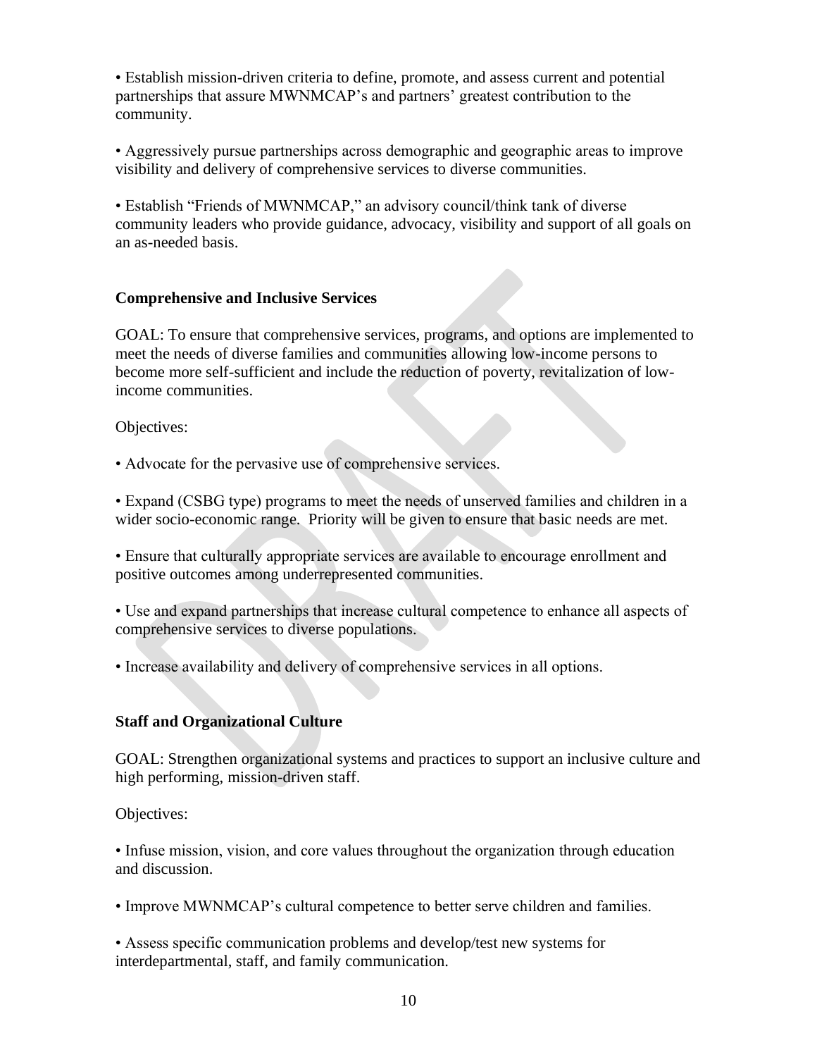• Establish mission-driven criteria to define, promote, and assess current and potential partnerships that assure MWNMCAP's and partners' greatest contribution to the community.

• Aggressively pursue partnerships across demographic and geographic areas to improve visibility and delivery of comprehensive services to diverse communities.

• Establish "Friends of MWNMCAP," an advisory council/think tank of diverse community leaders who provide guidance, advocacy, visibility and support of all goals on an as-needed basis.

### Comprehensive and Inclusive Services

GOAL: To ensure that comprehensive services, programs, and options are implemented to meet the needs of diverse families and communities allowing low-income persons to become more self-sufficient and include the reduction of poverty, revitalization of low-income communities.

Objectives:

• Advocate for the pervasive use of comprehensive services.

• Expand (CSBG type) programs to meet the needs of unserved families and children in a wider socio-economic range. Priority will be given to ensure that basic needs are met.

• Ensure that culturally appropriate services are available to encourage enrollment and positive outcomes among underrepresented communities.

• Use and expand partnerships that increase cultural competence to enhance all aspects of comprehensive services to diverse populations.

• Increase availability and delivery of comprehensive services in all options.

### Staff and Organizational Culture

GOAL: Strengthen organizational systems and practices to support an inclusive culture and high performing, mission-driven staff.

Objectives:

• Infuse mission, vision, and core values throughout the organization through education and discussion.

• Improve MWNMCAP's cultural competence to better serve children and families.

• Assess specific communication problems and develop/test new systems for interdepartmental, staff, and family communication.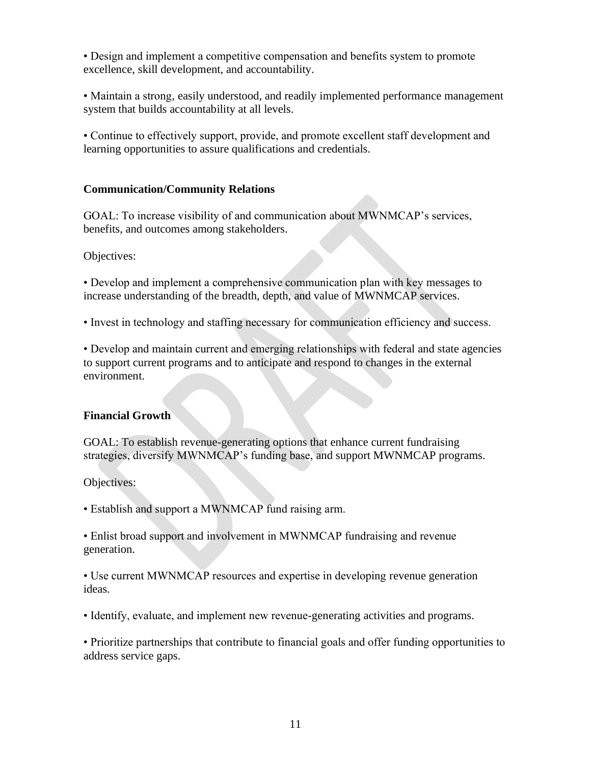• Design and implement a competitive compensation and benefits system to promote excellence, skill development, and accountability.

• Maintain a strong, easily understood, and readily implemented performance management system that builds accountability at all levels.

• Continue to effectively support, provide, and promote excellent staff development and learning opportunities to assure qualifications and credentials.

**Communication/Community Relations**

GOAL: To increase visibility of and communication about MWNMCAP's services, benefits, and outcomes among stakeholders.

Objectives:

• Develop and implement a comprehensive communication plan with key messages to increase understanding of the breadth, depth, and value of MWNMCAP services.

• Invest in technology and staffing necessary for communication efficiency and success.

• Develop and maintain current and emerging relationships with federal and state agencies to support current programs and to anticipate and respond to changes in the external environment.

**Financial Growth**

GOAL: To establish revenue-generating options that enhance current fundraising strategies, diversify MWNMCAP's funding base, and support MWNMCAP programs.

Objectives:

• Establish and support a MWNMCAP fund raising arm.

• Enlist broad support and involvement in MWNMCAP fundraising and revenue generation.

• Use current MWNMCAP resources and expertise in developing revenue generation ideas.

• Identify, evaluate, and implement new revenue-generating activities and programs.

• Prioritize partnerships that contribute to financial goals and offer funding opportunities to address service gaps.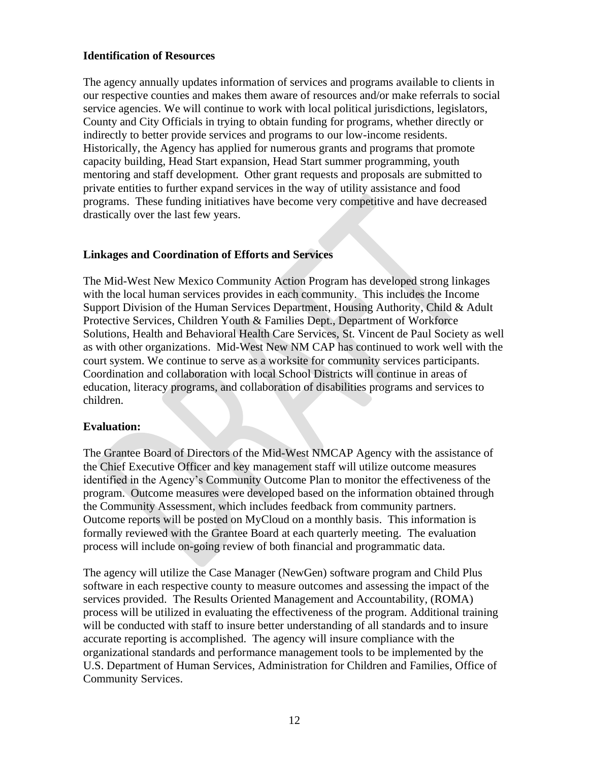**Identification of Resources**

The agency annually updates information of services and programs available to clients in our respective counties and makes them aware of resources and/or make referrals to social service agencies. We will continue to work with local political jurisdictions, legislators, County and City Officials in trying to obtain funding for programs, whether directly or indirectly to better provide services and programs to our low-income residents. Historically, the Agency has applied for numerous grants and programs that promote capacity building, Head Start expansion, Head Start summer programming, youth mentoring and staff development. Other grant requests and proposals are submitted to private entities to further expand services in the way of utility assistance and food programs. These funding initiatives have become very competitive and have decreased drastically over the last few years.

**Linkages and Coordination of Efforts and Services**

The Mid-West New Mexico Community Action Program has developed strong linkages with the local human services provides in each community. This includes the Income Support Division of the Human Services Department, Housing Authority, Child & Adult Protective Services, Children Youth & Families Dept., Department of Workforce Solutions, Health and Behavioral Health Care Services, St. Vincent de Paul Society as well as with other organizations. Mid-West New NM CAP has continued to work well with the court system. We continue to serve as a worksite for community services participants. Coordination and collaboration with local School Districts will continue in areas of education, literacy programs, and collaboration of disabilities programs and services to children.

**Evaluation:**

The Grantee Board of Directors of the Mid-West NMCAP Agency with the assistance of the Chief Executive Officer and key management staff will utilize outcome measures identified in the Agency's Community Outcome Plan to monitor the effectiveness of the program. Outcome measures were developed based on the information obtained through the Community Assessment, which includes feedback from community partners. Outcome reports will be posted on MyCloud on a monthly basis. This information is formally reviewed with the Grantee Board at each quarterly meeting. The evaluation process will include on-going review of both financial and programmatic data.

The agency will utilize the Case Manager (NewGen) software program and Child Plus software in each respective county to measure outcomes and assessing the impact of the services provided. The Results Oriented Management and Accountability, (ROMA) process will be utilized in evaluating the effectiveness of the program. Additional training will be conducted with staff to insure better understanding of all standards and to insure accurate reporting is accomplished. The agency will insure compliance with the organizational standards and performance management tools to be implemented by the U.S. Department of Human Services, Administration for Children and Families, Office of Community Services.